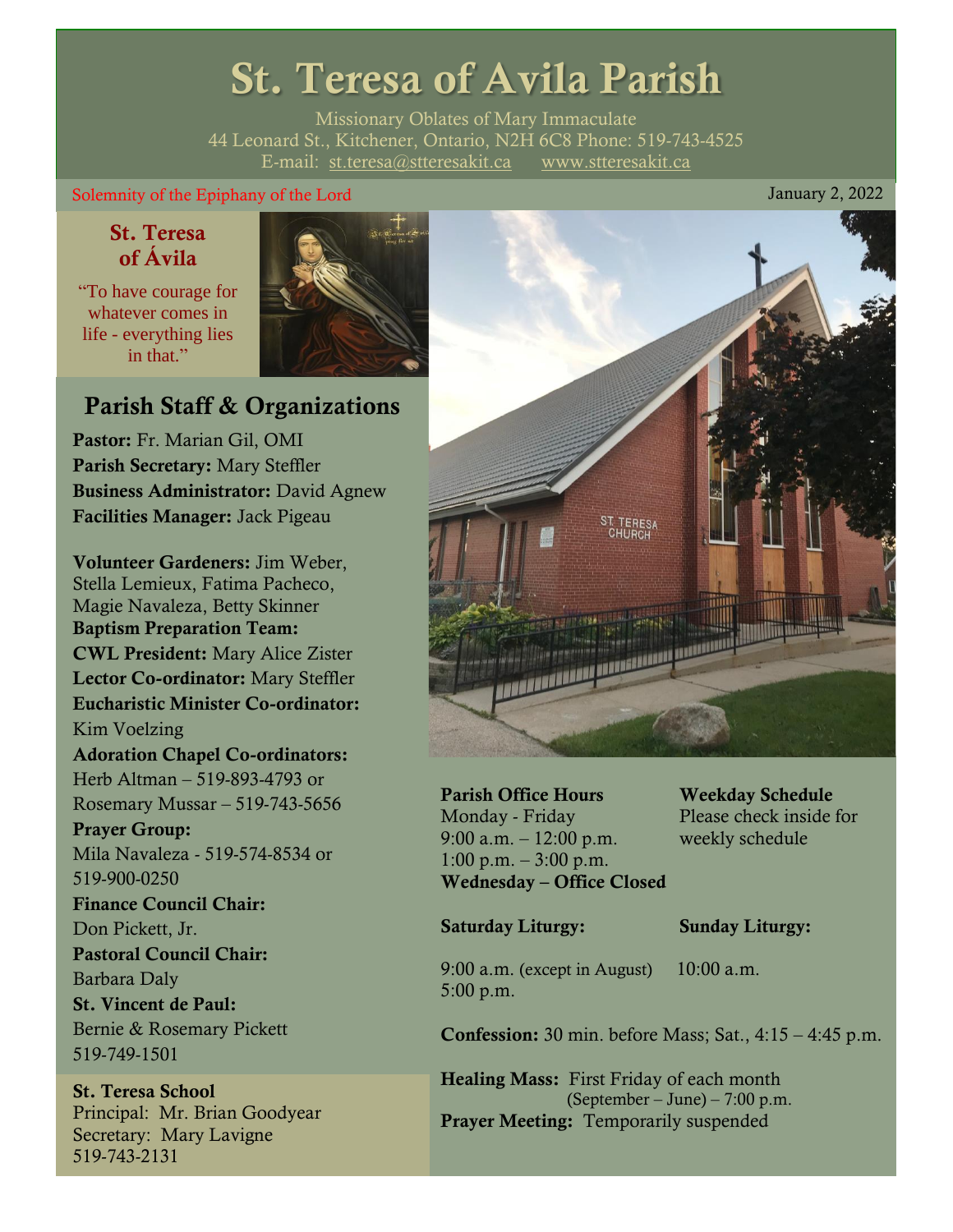# St. Teresa of Avila Parish

Missionary Oblates of Mary Immaculate
44 Leonard St., Kitchener, Ontario, N2H 6C8 Phone: 519-743-4525
E-mail: st.teresa@stteresakit.ca www.stteresakit.ca

Solemnity of the Epiphany of the Lord

January 2, 2022

## St. Teresa of Ávila

"To have courage for whatever comes in life - everything lies in that."

## Parish Staff & Organizations

**Pastor:** Fr. Marian Gil, OMI
**Parish Secretary:** Mary Steffler
**Business Administrator:** David Agnew
**Facilities Manager:** Jack Pigeau

**Volunteer Gardeners:** Jim Weber, Stella Lemieux, Fatima Pacheco, Magie Navaleza, Betty Skinner
**Baptism Preparation Team:**
**CWL President:** Mary Alice Zister
**Lector Co-ordinator:** Mary Steffler
**Eucharistic Minister Co-ordinator:** Kim Voelzing
**Adoration Chapel Co-ordinators:** Herb Altman – 519-893-4793 or Rosemary Mussar – 519-743-5656
**Prayer Group:** Mila Navaleza - 519-574-8534 or 519-900-0250
**Finance Council Chair:** Don Pickett, Jr.
**Pastoral Council Chair:** Barbara Daly
**St. Vincent de Paul:** Bernie & Rosemary Pickett 519-749-1501

**St. Teresa School**
Principal: Mr. Brian Goodyear
Secretary: Mary Lavigne
519-743-2131

**Parish Office Hours**
Monday - Friday
9:00 a.m. – 12:00 p.m.
1:00 p.m. – 3:00 p.m.
**Wednesday – Office Closed**

**Weekday Schedule**
Please check inside for weekly schedule

**Saturday Liturgy:**
9:00 a.m. (except in August)
5:00 p.m.

**Sunday Liturgy:**
10:00 a.m.

**Confession:** 30 min. before Mass; Sat., 4:15 – 4:45 p.m.

**Healing Mass:** First Friday of each month (September – June) – 7:00 p.m.
**Prayer Meeting:** Temporarily suspended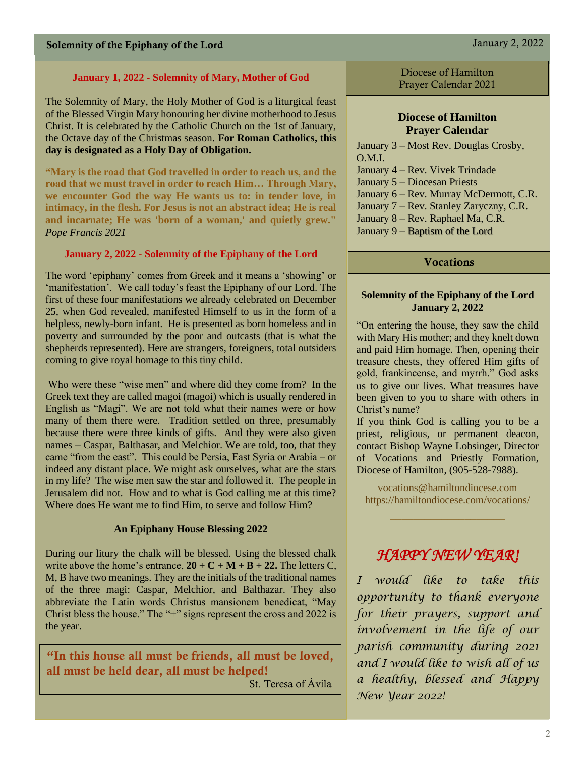## January 1, 2022 - Solemnity of Mary, Mother of God

The Solemnity of Mary, the Holy Mother of God is a liturgical feast of the Blessed Virgin Mary honouring her divine motherhood to Jesus Christ. It is celebrated by the Catholic Church on the 1st of January, the Octave day of the Christmas season. **For Roman Catholics, this day is designated as a Holy Day of Obligation.**

**"Mary is the road that God travelled in order to reach us, and the road that we must travel in order to reach Him… Through Mary, we encounter God the way He wants us to: in tender love, in intimacy, in the flesh. For Jesus is not an abstract idea; He is real and incarnate; He was 'born of a woman,' and quietly grew."** *Pope Francis 2021*

## January 2, 2022 - Solemnity of the Epiphany of the Lord

The word 'epiphany' comes from Greek and it means a 'showing' or 'manifestation'. We call today's feast the Epiphany of our Lord. The first of these four manifestations we already celebrated on December 25, when God revealed, manifested Himself to us in the form of a helpless, newly-born infant. He is presented as born homeless and in poverty and surrounded by the poor and outcasts (that is what the shepherds represented). Here are strangers, foreigners, total outsiders coming to give royal homage to this tiny child.

Who were these "wise men" and where did they come from? In the Greek text they are called magoi (magoi) which is usually rendered in English as "Magi". We are not told what their names were or how many of them there were. Tradition settled on three, presumably because there were three kinds of gifts. And they were also given names – Caspar, Balthasar, and Melchior. We are told, too, that they came "from the east". This could be Persia, East Syria or Arabia – or indeed any distant place. We might ask ourselves, what are the stars in my life? The wise men saw the star and followed it. The people in Jerusalem did not. How and to what is God calling me at this time? Where does He want me to find Him, to serve and follow Him?

### An Epiphany House Blessing 2022

During our litury the chalk will be blessed. Using the blessed chalk write above the home's entrance, **20 + C + M + B + 22.** The letters C, M, B have two meanings. They are the initials of the traditional names of the three magi: Caspar, Melchior, and Balthazar. They also abbreviate the Latin words Christus mansionem benedicat, "May Christ bless the house." The "+" signs represent the cross and 2022 is the year.

> **"In this house all must be friends, all must be loved, all must be held dear, all must be helped!**
> St. Teresa of Ávila

## Diocese of Hamilton Prayer Calendar 2021

### Diocese of Hamilton Prayer Calendar

January 3 – Most Rev. Douglas Crosby, O.M.I.
January 4 – Rev. Vivek Trindade
January 5 – Diocesan Priests
January 6 – Rev. Murray McDermott, C.R.
January 7 – Rev. Stanley Zaryczny, C.R.
January 8 – Rev. Raphael Ma, C.R.
January 9 – Baptism of the Lord

## Vocations

### Solemnity of the Epiphany of the Lord January 2, 2022

"On entering the house, they saw the child with Mary His mother; and they knelt down and paid Him homage. Then, opening their treasure chests, they offered Him gifts of gold, frankincense, and myrrh." God asks us to give our lives. What treasures have been given to you to share with others in Christ's name?

If you think God is calling you to be a priest, religious, or permanent deacon, contact Bishop Wayne Lobsinger, Director of Vocations and Priestly Formation, Diocese of Hamilton, (905-528-7988).

vocations@hamiltondiocese.com
https://hamiltondiocese.com/vocations/

---

## *HAPPY NEW YEAR!*

*I would like to take this opportunity to thank everyone for their prayers, support and involvement in the life of our parish community during 2021 and I would like to wish all of us a healthy, blessed and Happy New Year 2022!*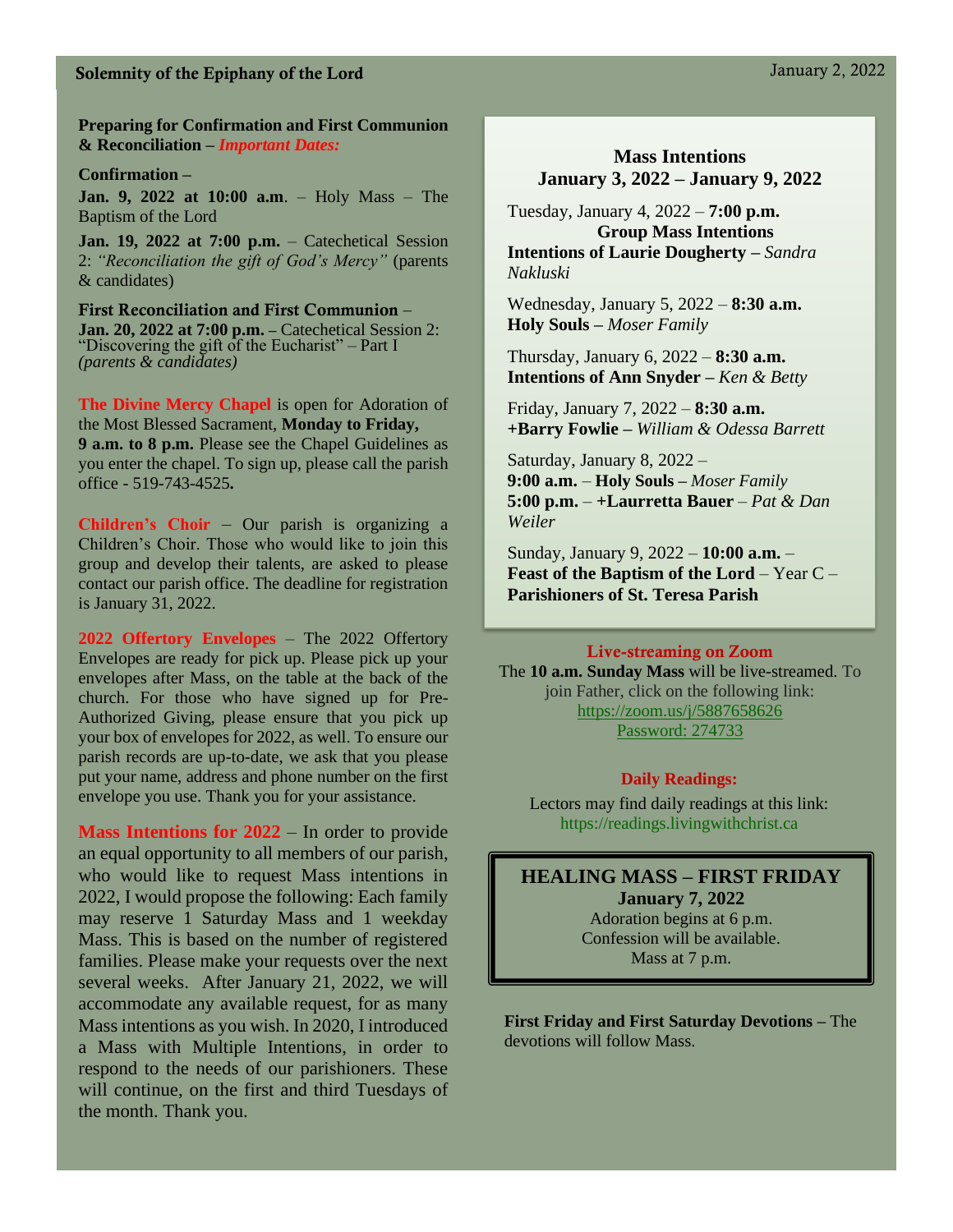**Solemnity of the Epiphany of the Lord** — January 2, 2022

**Preparing for Confirmation and First Communion & Reconciliation –** ***Important Dates:***

**Confirmation –**

**Jan. 9, 2022 at 10:00 a.m**. – Holy Mass – The Baptism of the Lord

**Jan. 19, 2022 at 7:00 p.m.** – Catechetical Session 2: *"Reconciliation the gift of God's Mercy"* (parents & candidates)

**First Reconciliation and First Communion** –
**Jan. 20, 2022 at 7:00 p.m.** – Catechetical Session 2: "Discovering the gift of the Eucharist" – Part I *(parents & candidates)*

**The Divine Mercy Chapel** is open for Adoration of the Most Blessed Sacrament, **Monday to Friday, 9 a.m. to 8 p.m.** Please see the Chapel Guidelines as you enter the chapel. To sign up, please call the parish office - 519-743-4525**.**

**Children's Choir** – Our parish is organizing a Children's Choir. Those who would like to join this group and develop their talents, are asked to please contact our parish office. The deadline for registration is January 31, 2022.

**2022 Offertory Envelopes** – The 2022 Offertory Envelopes are ready for pick up. Please pick up your envelopes after Mass, on the table at the back of the church. For those who have signed up for Pre-Authorized Giving, please ensure that you pick up your box of envelopes for 2022, as well. To ensure our parish records are up-to-date, we ask that you please put your name, address and phone number on the first envelope you use. Thank you for your assistance.

**Mass Intentions for 2022** – In order to provide an equal opportunity to all members of our parish, who would like to request Mass intentions in 2022, I would propose the following: Each family may reserve 1 Saturday Mass and 1 weekday Mass. This is based on the number of registered families. Please make your requests over the next several weeks. After January 21, 2022, we will accommodate any available request, for as many Mass intentions as you wish. In 2020, I introduced a Mass with Multiple Intentions, in order to respond to the needs of our parishioners. These will continue, on the first and third Tuesdays of the month. Thank you.

## Mass Intentions
## January 3, 2022 – January 9, 2022

Tuesday, January 4, 2022 – **7:00 p.m.**
**Group Mass Intentions**
**Intentions of Laurie Dougherty –** *Sandra Nakluski*

Wednesday, January 5, 2022 – **8:30 a.m.**
**Holy Souls –** *Moser Family*

Thursday, January 6, 2022 – **8:30 a.m.**
**Intentions of Ann Snyder –** *Ken & Betty*

Friday, January 7, 2022 – **8:30 a.m.**
**+Barry Fowlie –** *William & Odessa Barrett*

Saturday, January 8, 2022 –
**9:00 a.m.** – **Holy Souls –** *Moser Family*
**5:00 p.m.** – **+Laurretta Bauer** – *Pat & Dan Weiler*

Sunday, January 9, 2022 – **10:00 a.m.** –
**Feast of the Baptism of the Lord** – Year C –
**Parishioners of St. Teresa Parish**

**Live-streaming on Zoom**

The **10 a.m. Sunday Mass** will be live-streamed. To join Father, click on the following link:
https://zoom.us/j/5887658626
Password: 274733

**Daily Readings:**

Lectors may find daily readings at this link:
https://readings.livingwithchrist.ca

## HEALING MASS – FIRST FRIDAY
**January 7, 2022**
Adoration begins at 6 p.m.
Confession will be available.
Mass at 7 p.m.

**First Friday and First Saturday Devotions –** The devotions will follow Mass.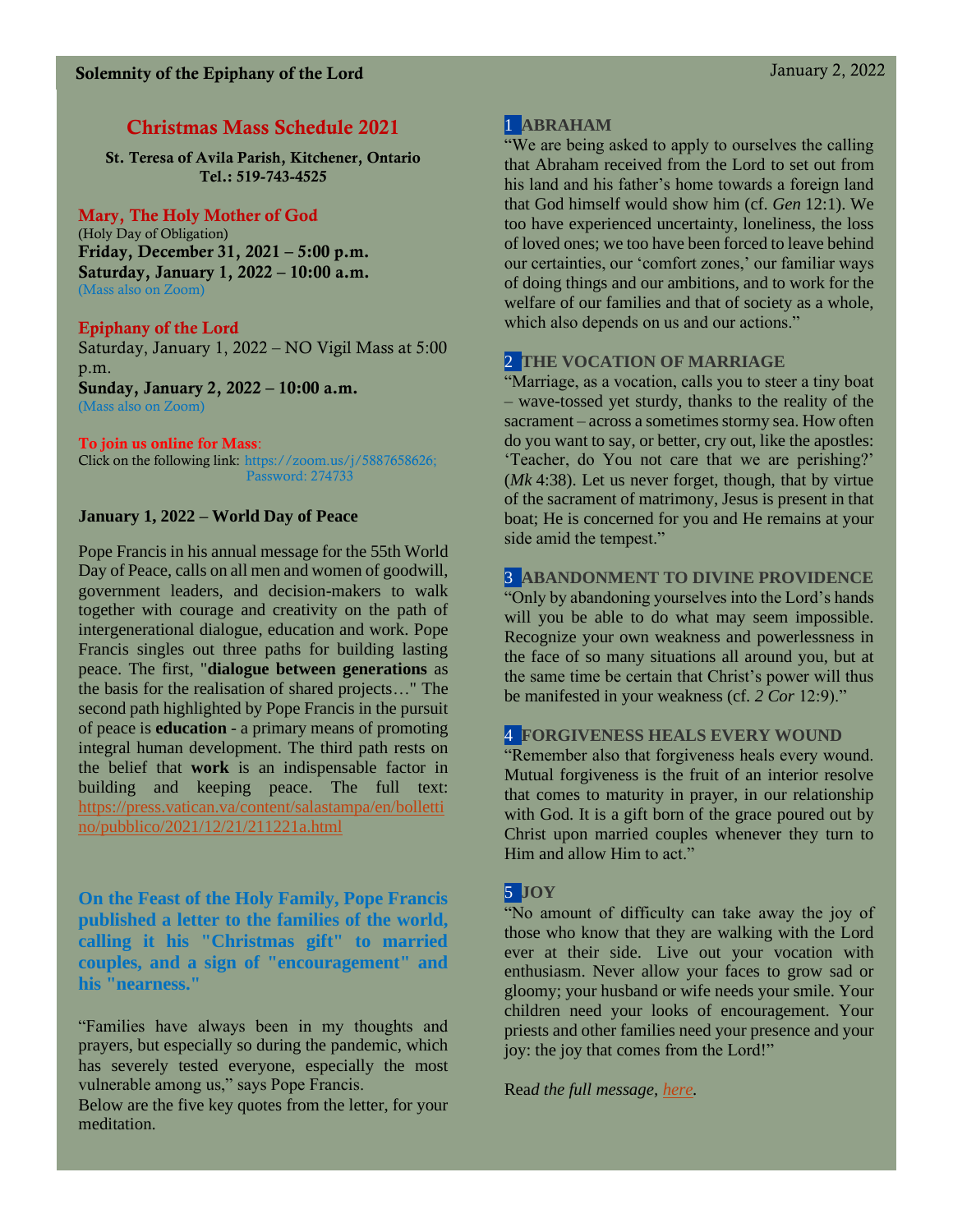## Christmas Mass Schedule 2021

**St. Teresa of Avila Parish, Kitchener, Ontario**
**Tel.: 519-743-4525**

### Mary, The Holy Mother of God

(Holy Day of Obligation)
**Friday, December 31, 2021 – 5:00 p.m.**
**Saturday, January 1, 2022 – 10:00 a.m.**
(Mass also on Zoom)

### Epiphany of the Lord

Saturday, January 1, 2022 – NO Vigil Mass at 5:00 p.m.
**Sunday, January 2, 2022 – 10:00 a.m.**
(Mass also on Zoom)

**To join us online for Mass**:
Click on the following link: https://zoom.us/j/5887658626; Password: 274733

**January 1, 2022 – World Day of Peace**

Pope Francis in his annual message for the 55th World Day of Peace, calls on all men and women of goodwill, government leaders, and decision-makers to walk together with courage and creativity on the path of intergenerational dialogue, education and work. Pope Francis singles out three paths for building lasting peace. The first, "**dialogue between generations** as the basis for the realisation of shared projects…" The second path highlighted by Pope Francis in the pursuit of peace is **education** - a primary means of promoting integral human development. The third path rests on the belief that **work** is an indispensable factor in building and keeping peace. The full text: https://press.vatican.va/content/salastampa/en/bollettino/pubblico/2021/12/21/211221a.html

**On the Feast of the Holy Family, Pope Francis published a letter to the families of the world, calling it his "Christmas gift" to married couples, and a sign of "encouragement" and his "nearness."**

"Families have always been in my thoughts and prayers, but especially so during the pandemic, which has severely tested everyone, especially the most vulnerable among us," says Pope Francis.
Below are the five key quotes from the letter, for your meditation.

**1 ABRAHAM**

"We are being asked to apply to ourselves the calling that Abraham received from the Lord to set out from his land and his father's home towards a foreign land that God himself would show him (cf. *Gen* 12:1). We too have experienced uncertainty, loneliness, the loss of loved ones; we too have been forced to leave behind our certainties, our 'comfort zones,' our familiar ways of doing things and our ambitions, and to work for the welfare of our families and that of society as a whole, which also depends on us and our actions."

**2 THE VOCATION OF MARRIAGE**

"Marriage, as a vocation, calls you to steer a tiny boat – wave-tossed yet sturdy, thanks to the reality of the sacrament – across a sometimes stormy sea. How often do you want to say, or better, cry out, like the apostles: 'Teacher, do You not care that we are perishing?' (*Mk* 4:38). Let us never forget, though, that by virtue of the sacrament of matrimony, Jesus is present in that boat; He is concerned for you and He remains at your side amid the tempest."

**3 ABANDONMENT TO DIVINE PROVIDENCE**

"Only by abandoning yourselves into the Lord's hands will you be able to do what may seem impossible. Recognize your own weakness and powerlessness in the face of so many situations all around you, but at the same time be certain that Christ's power will thus be manifested in your weakness (cf. *2 Cor* 12:9)."

**4 FORGIVENESS HEALS EVERY WOUND**

"Remember also that forgiveness heals every wound. Mutual forgiveness is the fruit of an interior resolve that comes to maturity in prayer, in our relationship with God. It is a gift born of the grace poured out by Christ upon married couples whenever they turn to Him and allow Him to act."

**5 JOY**

"No amount of difficulty can take away the joy of those who know that they are walking with the Lord ever at their side. Live out your vocation with enthusiasm. Never allow your faces to grow sad or gloomy; your husband or wife needs your smile. Your children need your looks of encouragement. Your priests and other families need your presence and your joy: the joy that comes from the Lord!"

Rea*d the full message, here.*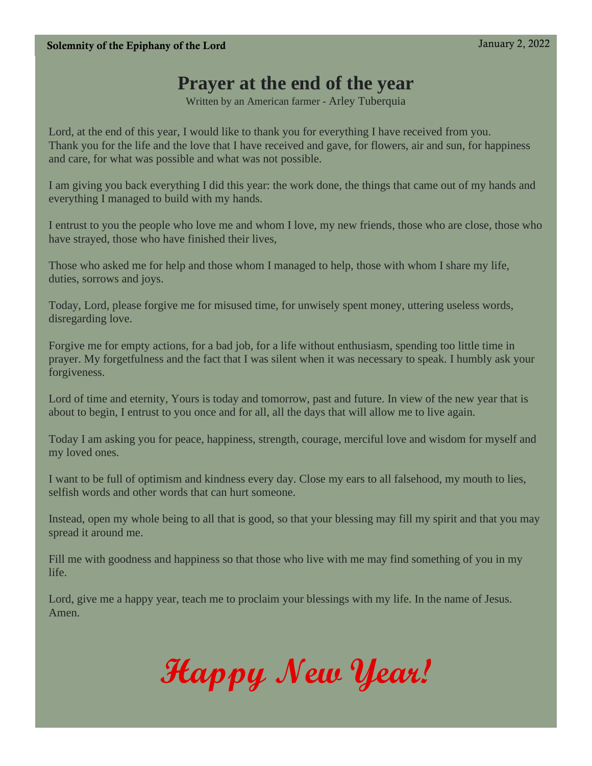# Prayer at the end of the year

Written by an American farmer - Arley Tuberquia

Lord, at the end of this year, I would like to thank you for everything I have received from you. Thank you for the life and the love that I have received and gave, for flowers, air and sun, for happiness and care, for what was possible and what was not possible.

I am giving you back everything I did this year: the work done, the things that came out of my hands and everything I managed to build with my hands.

I entrust to you the people who love me and whom I love, my new friends, those who are close, those who have strayed, those who have finished their lives,

Those who asked me for help and those whom I managed to help, those with whom I share my life, duties, sorrows and joys.

Today, Lord, please forgive me for misused time, for unwisely spent money, uttering useless words, disregarding love.

Forgive me for empty actions, for a bad job, for a life without enthusiasm, spending too little time in prayer. My forgetfulness and the fact that I was silent when it was necessary to speak. I humbly ask your forgiveness.

Lord of time and eternity, Yours is today and tomorrow, past and future. In view of the new year that is about to begin, I entrust to you once and for all, all the days that will allow me to live again.

Today I am asking you for peace, happiness, strength, courage, merciful love and wisdom for myself and my loved ones.

I want to be full of optimism and kindness every day. Close my ears to all falsehood, my mouth to lies, selfish words and other words that can hurt someone.

Instead, open my whole being to all that is good, so that your blessing may fill my spirit and that you may spread it around me.

Fill me with goodness and happiness so that those who live with me may find something of you in my life.

Lord, give me a happy year, teach me to proclaim your blessings with my life. In the name of Jesus. Amen.

**Happy New Year!**